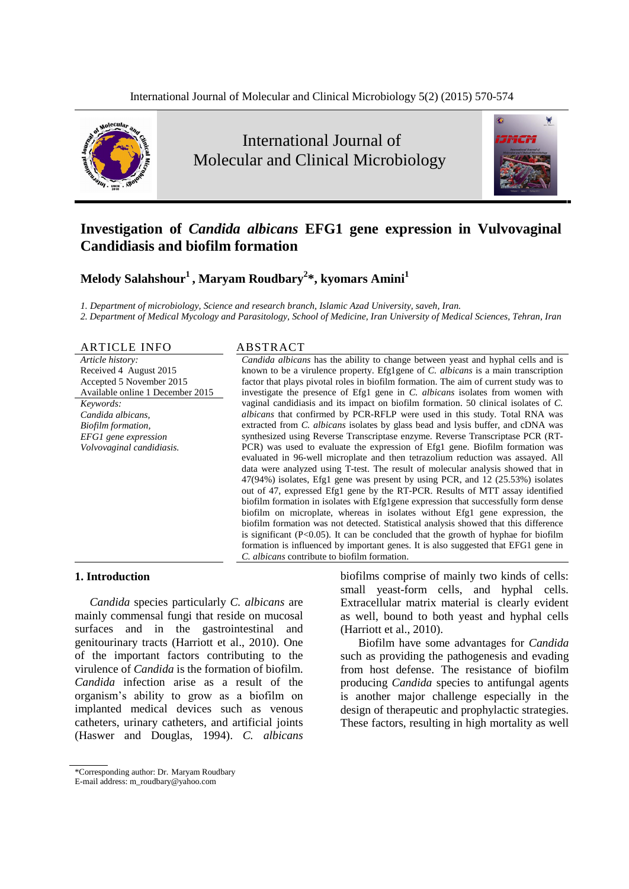# Investigation of *Candida albicans* EFG1 gene expression in Vulvovaginal Candidiasis and biofilm formation

**Melody Salahshour[1], Maryam Roudbary[2]\*, kyomars Amini[1]**

*1. Department of microbiology, Science and research branch, Islamic Azad University, saveh, Iran.*
*2. Department of Medical Mycology and Parasitology, School of Medicine, Iran University of Medical Sciences, Tehran, Iran*

## ARTICLE INFO

*Article history:*
Received 4 August 2015
Accepted 5 November 2015
Available online 1 December 2015

*Keywords:*
*Candida albicans,*
*Biofilm formation,*
*EFG1 gene expression*
*Volvovaginal candidiasis.*

## ABSTRACT

*Candida albicans* has the ability to change between yeast and hyphal cells and is known to be a virulence property. Efg1gene of *C. albicans* is a main transcription factor that plays pivotal roles in biofilm formation. The aim of current study was to investigate the presence of Efg1 gene in *C. albicans* isolates from women with vaginal candidiasis and its impact on biofilm formation. 50 clinical isolates of *C. albicans* that confirmed by PCR-RFLP were used in this study. Total RNA was extracted from *C. albicans* isolates by glass bead and lysis buffer, and cDNA was synthesized using Reverse Transcriptase enzyme. Reverse Transcriptase PCR (RT-PCR) was used to evaluate the expression of Efg1 gene. Biofilm formation was evaluated in 96-well microplate and then tetrazolium reduction was assayed. All data were analyzed using T-test. The result of molecular analysis showed that in 47(94%) isolates, Efg1 gene was present by using PCR, and 12 (25.53%) isolates out of 47, expressed Efg1 gene by the RT-PCR. Results of MTT assay identified biofilm formation in isolates with Efg1gene expression that successfully form dense biofilm on microplate, whereas in isolates without Efg1 gene expression, the biofilm formation was not detected. Statistical analysis showed that this difference is significant ($P<0.05$). It can be concluded that the growth of hyphae for biofilm formation is influenced by important genes. It is also suggested that EFG1 gene in *C. albicans* contribute to biofilm formation.

## 1. Introduction

*Candida* species particularly *C. albicans* are mainly commensal fungi that reside on mucosal surfaces and in the gastrointestinal and genitourinary tracts (Harriott et al., 2010). One of the important factors contributing to the virulence of *Candida* is the formation of biofilm. *Candida* infection arise as a result of the organism's ability to grow as a biofilm on implanted medical devices such as venous catheters, urinary catheters, and artificial joints (Haswer and Douglas, 1994). *C. albicans* biofilms comprise of mainly two kinds of cells: small yeast-form cells, and hyphal cells. Extracellular matrix material is clearly evident as well, bound to both yeast and hyphal cells (Harriott et al., 2010).

Biofilm have some advantages for *Candida* such as providing the pathogenesis and evading from host defense. The resistance of biofilm producing *Candida* species to antifungal agents is another major challenge especially in the design of therapeutic and prophylactic strategies. These factors, resulting in high mortality as well

\*Corresponding author: Dr. Maryam Roudbary
E-mail address: m_roudbary@yahoo.com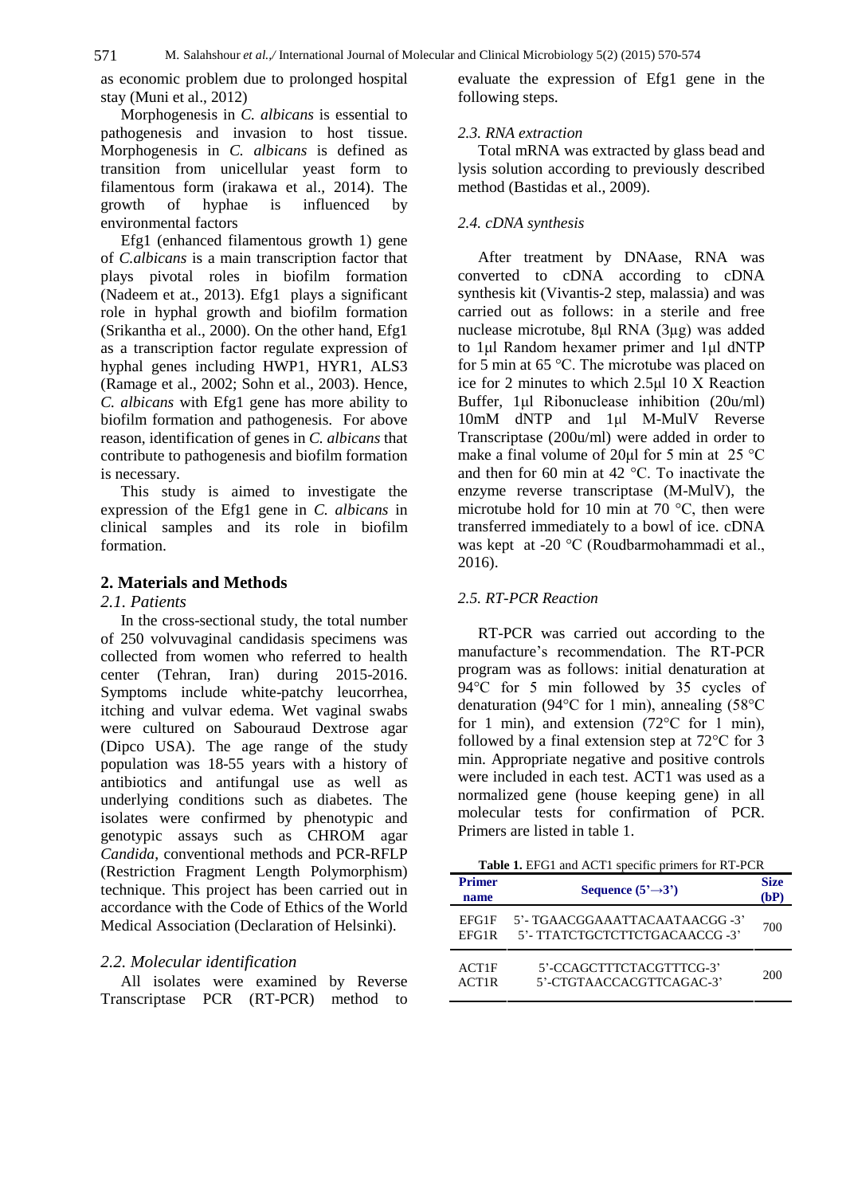as economic problem due to prolonged hospital stay (Muni et al., 2012)

Morphogenesis in *C. albicans* is essential to pathogenesis and invasion to host tissue. Morphogenesis in *C. albicans* is defined as transition from unicellular yeast form to filamentous form (irakawa et al., 2014). The growth of hyphae is influenced by environmental factors

Efg1 (enhanced filamentous growth 1) gene of *C.albicans* is a main transcription factor that plays pivotal roles in biofilm formation (Nadeem et at., 2013). Efg1 plays a significant role in hyphal growth and biofilm formation (Srikantha et al., 2000). On the other hand, Efg1 as a transcription factor regulate expression of hyphal genes including HWP1, HYR1, ALS3 (Ramage et al., 2002; Sohn et al., 2003). Hence, *C. albicans* with Efg1 gene has more ability to biofilm formation and pathogenesis. For above reason, identification of genes in *C. albicans* that contribute to pathogenesis and biofilm formation is necessary.

This study is aimed to investigate the expression of the Efg1 gene in *C. albicans* in clinical samples and its role in biofilm formation.

## 2. Materials and Methods

### *2.1. Patients*

In the cross-sectional study, the total number of 250 volvuvaginal candidasis specimens was collected from women who referred to health center (Tehran, Iran) during 2015-2016. Symptoms include white-patchy leucorrhea, itching and vulvar edema. Wet vaginal swabs were cultured on Sabouraud Dextrose agar (Dipco USA). The age range of the study population was 18-55 years with a history of antibiotics and antifungal use as well as underlying conditions such as diabetes. The isolates were confirmed by phenotypic and genotypic assays such as CHROM agar *Candida*, conventional methods and PCR-RFLP (Restriction Fragment Length Polymorphism) technique. This project has been carried out in accordance with the Code of Ethics of the World Medical Association (Declaration of Helsinki).

### *2.2. Molecular identification*

All isolates were examined by Reverse Transcriptase PCR (RT-PCR) method to evaluate the expression of Efg1 gene in the following steps.

### *2.3. RNA extraction*

Total mRNA was extracted by glass bead and lysis solution according to previously described method (Bastidas et al., 2009).

### *2.4. cDNA synthesis*

After treatment by DNAase, RNA was converted to cDNA according to cDNA synthesis kit (Vivantis-2 step, malassia) and was carried out as follows: in a sterile and free nuclease microtube, 8μl RNA (3μg) was added to 1μl Random hexamer primer and 1μl dNTP for 5 min at 65 °C. The microtube was placed on ice for 2 minutes to which 2.5μl 10 X Reaction Buffer, 1μl Ribonuclease inhibition (20u/ml) 10mM dNTP and 1μl M-MulV Reverse Transcriptase (200u/ml) were added in order to make a final volume of 20μl for 5 min at 25 °C and then for 60 min at 42 °C. To inactivate the enzyme reverse transcriptase (M-MulV), the microtube hold for 10 min at 70 °C, then were transferred immediately to a bowl of ice. cDNA was kept at -20 °C (Roudbarmohammadi et al., 2016).

### *2.5. RT-PCR Reaction*

RT-PCR was carried out according to the manufacture's recommendation. The RT-PCR program was as follows: initial denaturation at 94°C for 5 min followed by 35 cycles of denaturation (94°C for 1 min), annealing (58°C for 1 min), and extension (72°C for 1 min), followed by a final extension step at 72°C for 3 min. Appropriate negative and positive controls were included in each test. ACT1 was used as a normalized gene (house keeping gene) in all molecular tests for confirmation of PCR. Primers are listed in table 1.

**Table 1.** EFG1 and ACT1 specific primers for RT-PCR

| Primer name | Sequence (5'→3') | Size (bP) |
|---|---|---|
| EFG1F<br>EFG1R | 5'- TGAACGGAAATTACAATAACGG -3'<br>5'- TTATCTGCTCTTCTGACAACCG -3' | 700 |
| ACT1F<br>ACT1R | 5'-CCAGCTTTCTACGTTTCG-3'<br>5'-CTGTAACCACGTTCAGAC-3' | 200 |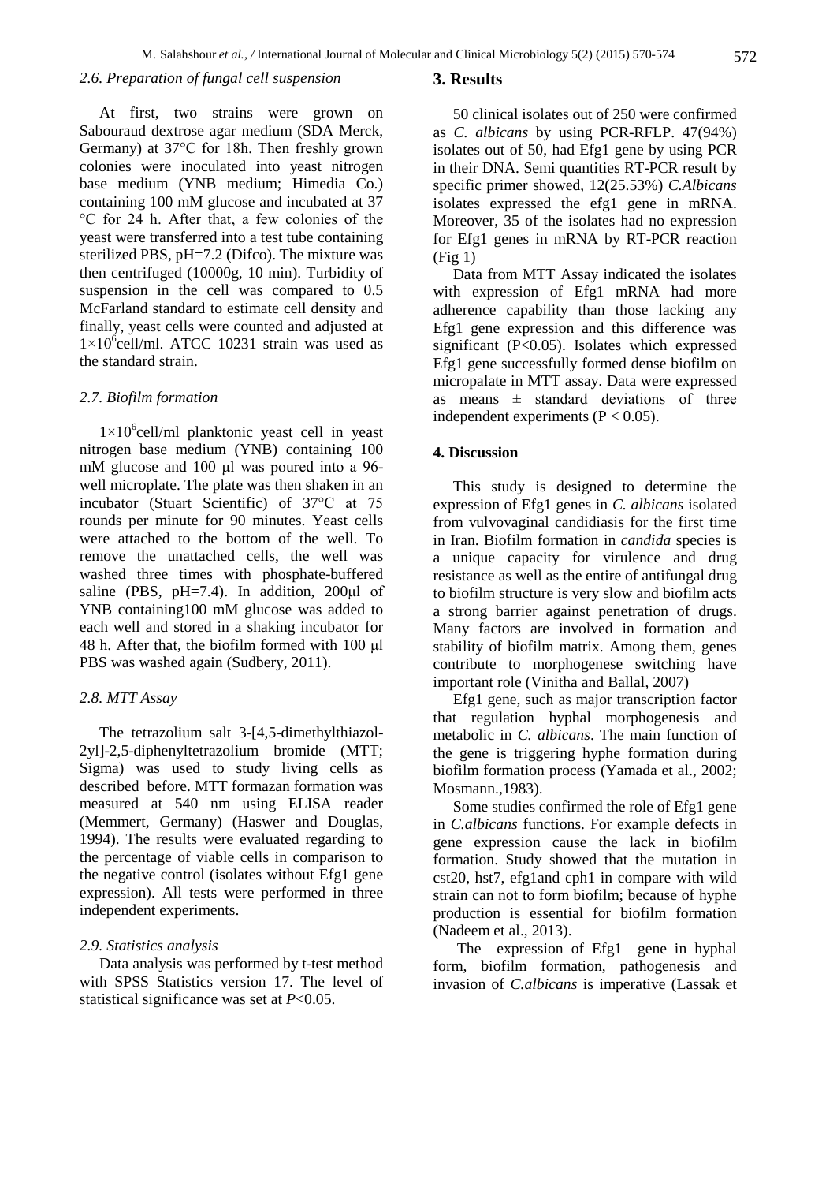### 2.6. Preparation of fungal cell suspension

At first, two strains were grown on Sabouraud dextrose agar medium (SDA Merck, Germany) at 37°C for 18h. Then freshly grown colonies were inoculated into yeast nitrogen base medium (YNB medium; Himedia Co.) containing 100 mM glucose and incubated at 37 °C for 24 h. After that, a few colonies of the yeast were transferred into a test tube containing sterilized PBS, pH=7.2 (Difco). The mixture was then centrifuged (10000g, 10 min). Turbidity of suspension in the cell was compared to 0.5 McFarland standard to estimate cell density and finally, yeast cells were counted and adjusted at $1{\times}10^6$cell/ml. ATCC 10231 strain was used as the standard strain.

### 2.7. Biofilm formation

$1{\times}10^6$cell/ml planktonic yeast cell in yeast nitrogen base medium (YNB) containing 100 mM glucose and 100 μl was poured into a 96-well microplate. The plate was then shaken in an incubator (Stuart Scientific) of 37°C at 75 rounds per minute for 90 minutes. Yeast cells were attached to the bottom of the well. To remove the unattached cells, the well was washed three times with phosphate-buffered saline (PBS, pH=7.4). In addition, 200μl of YNB containing100 mM glucose was added to each well and stored in a shaking incubator for 48 h. After that, the biofilm formed with 100 μl PBS was washed again (Sudbery, 2011).

### 2.8. MTT Assay

The tetrazolium salt 3-[4,5-dimethylthiazol-2yl]-2,5-diphenyltetrazolium bromide (MTT; Sigma) was used to study living cells as described before. MTT formazan formation was measured at 540 nm using ELISA reader (Memmert, Germany) (Haswer and Douglas, 1994). The results were evaluated regarding to the percentage of viable cells in comparison to the negative control (isolates without Efg1 gene expression). All tests were performed in three independent experiments.

### 2.9. Statistics analysis

Data analysis was performed by t-test method with SPSS Statistics version 17. The level of statistical significance was set at $P<0.05$.

## 3. Results

50 clinical isolates out of 250 were confirmed as *C. albicans* by using PCR-RFLP. 47(94%) isolates out of 50, had Efg1 gene by using PCR in their DNA. Semi quantities RT-PCR result by specific primer showed, 12(25.53%) *C.Albicans* isolates expressed the efg1 gene in mRNA. Moreover, 35 of the isolates had no expression for Efg1 genes in mRNA by RT-PCR reaction (Fig 1)

Data from MTT Assay indicated the isolates with expression of Efg1 mRNA had more adherence capability than those lacking any Efg1 gene expression and this difference was significant ($P<0.05$). Isolates which expressed Efg1 gene successfully formed dense biofilm on micropalate in MTT assay. Data were expressed as means ± standard deviations of three independent experiments ($P < 0.05$).

## 4. Discussion

This study is designed to determine the expression of Efg1 genes in *C. albicans* isolated from vulvovaginal candidiasis for the first time in Iran. Biofilm formation in *candida* species is a unique capacity for virulence and drug resistance as well as the entire of antifungal drug to biofilm structure is very slow and biofilm acts a strong barrier against penetration of drugs. Many factors are involved in formation and stability of biofilm matrix. Among them, genes contribute to morphogenese switching have important role (Vinitha and Ballal, 2007)

Efg1 gene, such as major transcription factor that regulation hyphal morphogenesis and metabolic in *C. albicans*. The main function of the gene is triggering hyphe formation during biofilm formation process (Yamada et al., 2002; Mosmann.,1983).

Some studies confirmed the role of Efg1 gene in *C.albicans* functions. For example defects in gene expression cause the lack in biofilm formation. Study showed that the mutation in cst20, hst7, efg1and cph1 in compare with wild strain can not to form biofilm; because of hyphe production is essential for biofilm formation (Nadeem et al., 2013).

The expression of Efg1 gene in hyphal form, biofilm formation, pathogenesis and invasion of *C.albicans* is imperative (Lassak et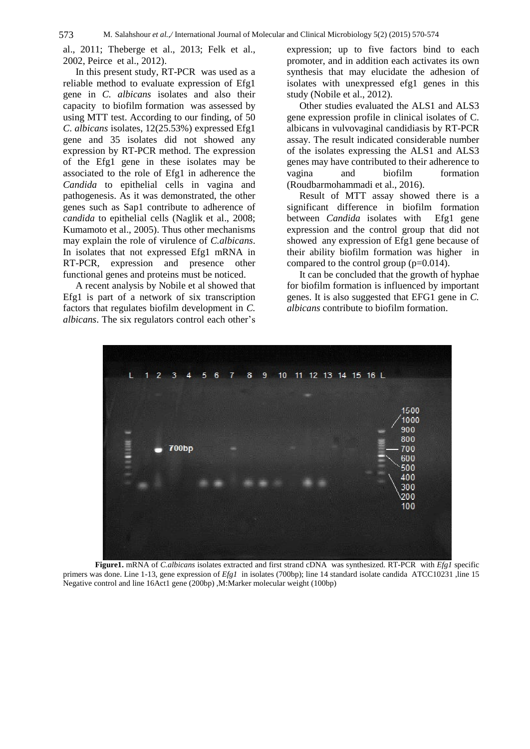al., 2011; Theberge et al., 2013; Felk et al., 2002, Peirce et al., 2012).

In this present study, RT-PCR was used as a reliable method to evaluate expression of Efg1 gene in *C. albicans* isolates and also their capacity to biofilm formation was assessed by using MTT test. According to our finding, of 50 *C. albicans* isolates, 12(25.53%) expressed Efg1 gene and 35 isolates did not showed any expression by RT-PCR method. The expression of the Efg1 gene in these isolates may be associated to the role of Efg1 in adherence the *Candida* to epithelial cells in vagina and pathogenesis. As it was demonstrated, the other genes such as Sap1 contribute to adherence of *candida* to epithelial cells (Naglik et al., 2008; Kumamoto et al., 2005). Thus other mechanisms may explain the role of virulence of *C.albicans*. In isolates that not expressed Efg1 mRNA in RT-PCR, expression and presence other functional genes and proteins must be noticed.

A recent analysis by Nobile et al showed that Efg1 is part of a network of six transcription factors that regulates biofilm development in *C. albicans*. The six regulators control each other's expression; up to five factors bind to each promoter, and in addition each activates its own synthesis that may elucidate the adhesion of isolates with unexpressed efg1 genes in this study (Nobile et al., 2012).

Other studies evaluated the ALS1 and ALS3 gene expression profile in clinical isolates of C. albicans in vulvovaginal candidiasis by RT-PCR assay. The result indicated considerable number of the isolates expressing the ALS1 and ALS3 genes may have contributed to their adherence to vagina and biofilm formation (Roudbarmohammadi et al., 2016).

Result of MTT assay showed there is a significant difference in biofilm formation between *Candida* isolates with Efg1 gene expression and the control group that did not showed any expression of Efg1 gene because of their ability biofilm formation was higher in compared to the control group (p=0.014).

It can be concluded that the growth of hyphae for biofilm formation is influenced by important genes. It is also suggested that EFG1 gene in *C. albicans* contribute to biofilm formation.

**Figure1.** mRNA of *C.albicans* isolates extracted and first strand cDNA was synthesized. RT-PCR with *Efg1* specific primers was done. Line 1-13, gene expression of *Efg1* in isolates (700bp); line 14 standard isolate candida ATCC10231 ,line 15 Negative control and line 16Act1 gene (200bp) ,M:Marker molecular weight (100bp)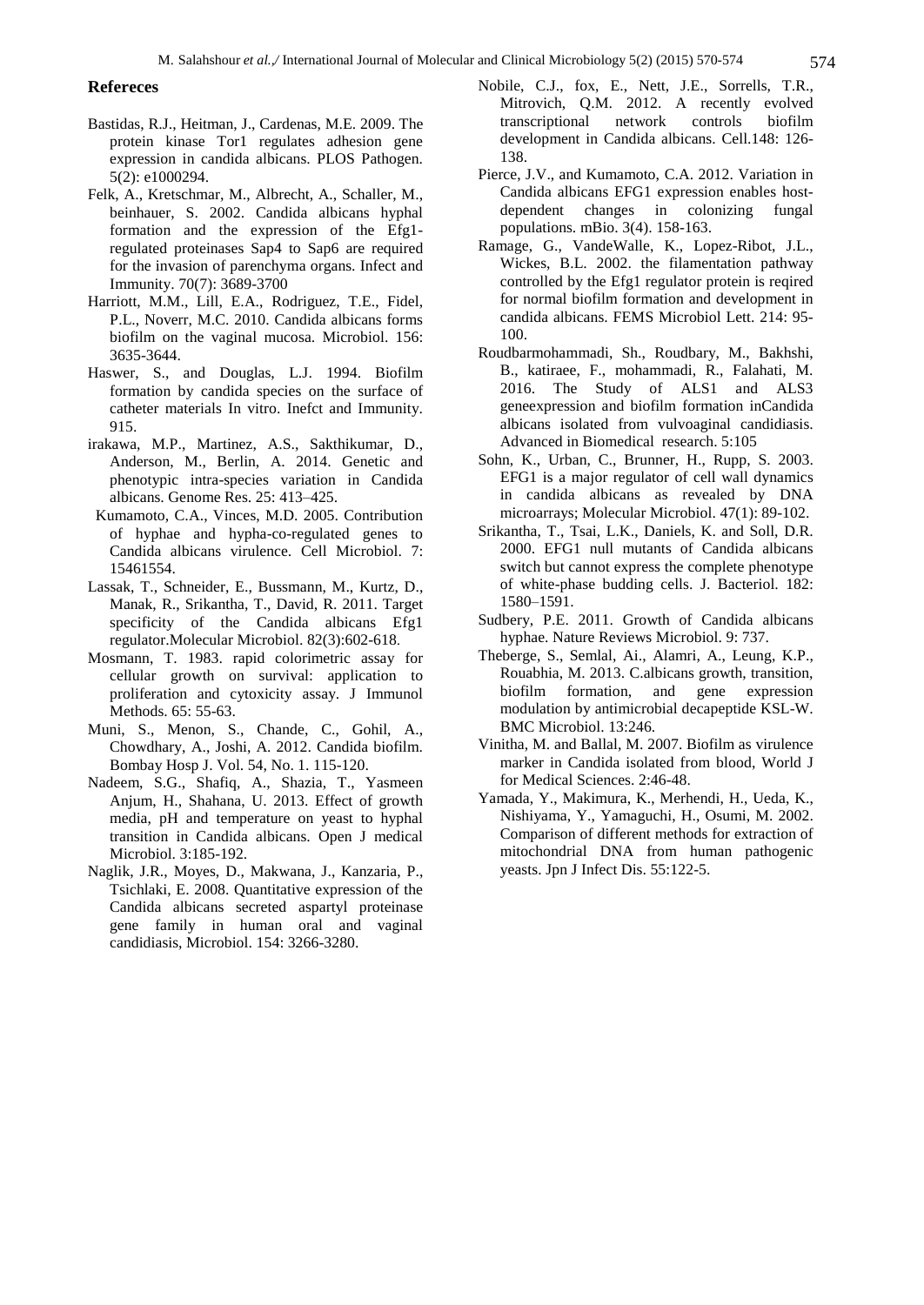## Refereces

Bastidas, R.J., Heitman, J., Cardenas, M.E. 2009. The protein kinase Tor1 regulates adhesion gene expression in candida albicans. PLOS Pathogen. 5(2): e1000294.

Felk, A., Kretschmar, M., Albrecht, A., Schaller, M., beinhauer, S. 2002. Candida albicans hyphal formation and the expression of the Efg1-regulated proteinases Sap4 to Sap6 are required for the invasion of parenchyma organs. Infect and Immunity. 70(7): 3689-3700

Harriott, M.M., Lill, E.A., Rodriguez, T.E., Fidel, P.L., Noverr, M.C. 2010. Candida albicans forms biofilm on the vaginal mucosa. Microbiol. 156: 3635-3644.

Haswer, S., and Douglas, L.J. 1994. Biofilm formation by candida species on the surface of catheter materials In vitro. Inefct and Immunity. 915.

irakawa, M.P., Martinez, A.S., Sakthikumar, D., Anderson, M., Berlin, A. 2014. Genetic and phenotypic intra-species variation in Candida albicans. Genome Res. 25: 413–425.

Kumamoto, C.A., Vinces, M.D. 2005. Contribution of hyphae and hypha-co-regulated genes to Candida albicans virulence. Cell Microbiol. 7: 15461554.

Lassak, T., Schneider, E., Bussmann, M., Kurtz, D., Manak, R., Srikantha, T., David, R. 2011. Target specificity of the Candida albicans Efg1 regulator.Molecular Microbiol. 82(3):602-618.

Mosmann, T. 1983. rapid colorimetric assay for cellular growth on survival: application to proliferation and cytoxicity assay. J Immunol Methods. 65: 55-63.

Muni, S., Menon, S., Chande, C., Gohil, A., Chowdhary, A., Joshi, A. 2012. Candida biofilm. Bombay Hosp J. Vol. 54, No. 1. 115-120.

Nadeem, S.G., Shafiq, A., Shazia, T., Yasmeen Anjum, H., Shahana, U. 2013. Effect of growth media, pH and temperature on yeast to hyphal transition in Candida albicans. Open J medical Microbiol. 3:185-192.

Naglik, J.R., Moyes, D., Makwana, J., Kanzaria, P., Tsichlaki, E. 2008. Quantitative expression of the Candida albicans secreted aspartyl proteinase gene family in human oral and vaginal candidiasis, Microbiol. 154: 3266-3280.

Nobile, C.J., fox, E., Nett, J.E., Sorrells, T.R., Mitrovich, Q.M. 2012. A recently evolved transcriptional network controls biofilm development in Candida albicans. Cell.148: 126-138.

Pierce, J.V., and Kumamoto, C.A. 2012. Variation in Candida albicans EFG1 expression enables host-dependent changes in colonizing fungal populations. mBio. 3(4). 158-163.

Ramage, G., VandeWalle, K., Lopez-Ribot, J.L., Wickes, B.L. 2002. the filamentation pathway controlled by the Efg1 regulator protein is reqired for normal biofilm formation and development in candida albicans. FEMS Microbiol Lett. 214: 95-100.

Roudbarmohammadi, Sh., Roudbary, M., Bakhshi, B., katiraee, F., mohammadi, R., Falahati, M. 2016. The Study of ALS1 and ALS3 geneexpression and biofilm formation inCandida albicans isolated from vulvoaginal candidiasis. Advanced in Biomedical research. 5:105

Sohn, K., Urban, C., Brunner, H., Rupp, S. 2003. EFG1 is a major regulator of cell wall dynamics in candida albicans as revealed by DNA microarrays; Molecular Microbiol. 47(1): 89-102.

Srikantha, T., Tsai, L.K., Daniels, K. and Soll, D.R. 2000. EFG1 null mutants of Candida albicans switch but cannot express the complete phenotype of white-phase budding cells. J. Bacteriol. 182: 1580–1591.

Sudbery, P.E. 2011. Growth of Candida albicans hyphae. Nature Reviews Microbiol. 9: 737.

Theberge, S., Semlal, Ai., Alamri, A., Leung, K.P., Rouabhia, M. 2013. C.albicans growth, transition, biofilm formation, and gene expression modulation by antimicrobial decapeptide KSL-W. BMC Microbiol. 13:246.

Vinitha, M. and Ballal, M. 2007. Biofilm as virulence marker in Candida isolated from blood, World J for Medical Sciences. 2:46-48.

Yamada, Y., Makimura, K., Merhendi, H., Ueda, K., Nishiyama, Y., Yamaguchi, H., Osumi, M. 2002. Comparison of different methods for extraction of mitochondrial DNA from human pathogenic yeasts. Jpn J Infect Dis. 55:122-5.